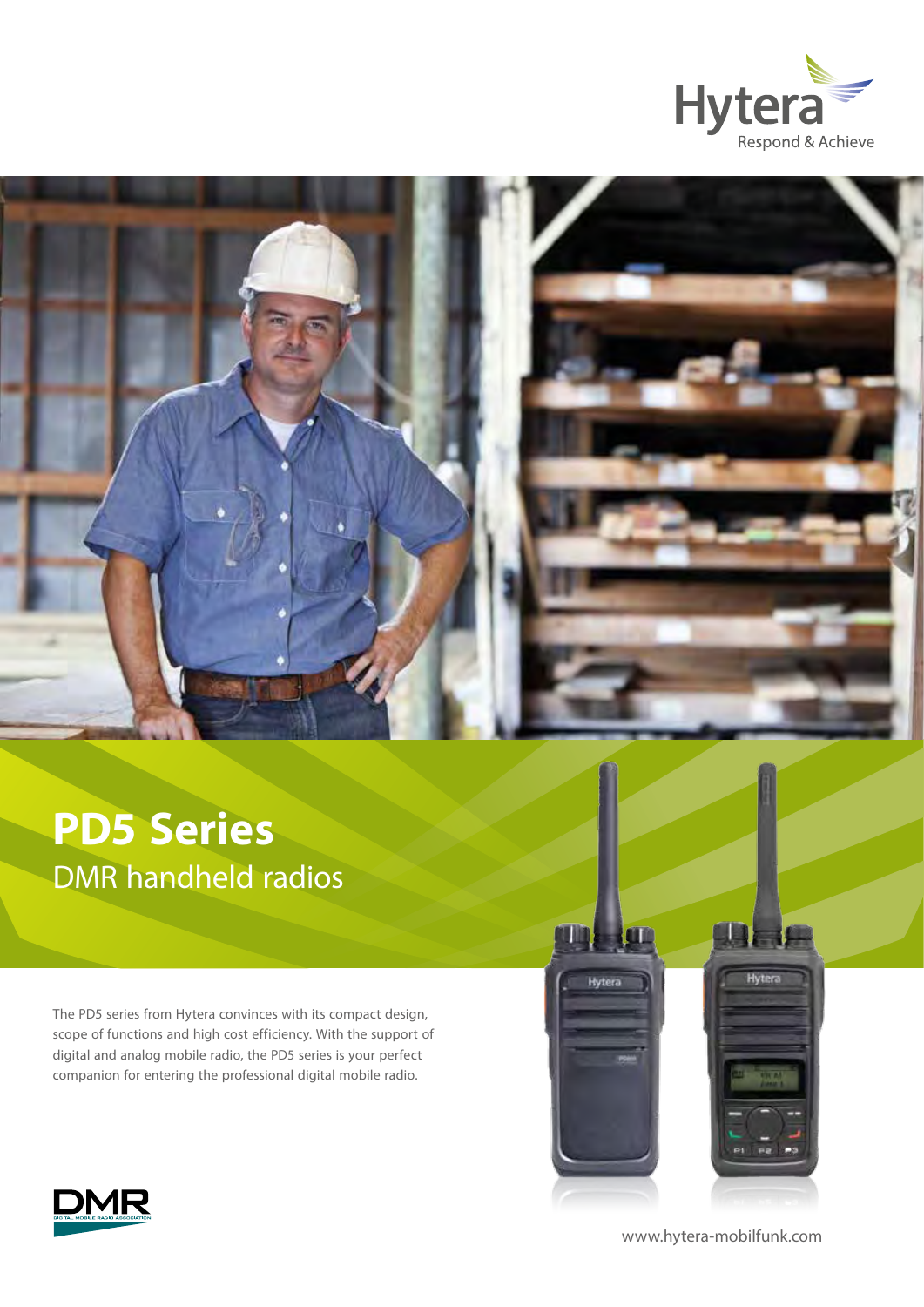Hytera
Respond & Achieve

# PD5 Series

## DMR handheld radios

The PD5 series from Hytera convinces with its compact design, scope of functions and high cost efficiency. With the support of digital and analog mobile radio, the PD5 series is your perfect companion for entering the professional digital mobile radio.

www.hytera-mobilfunk.com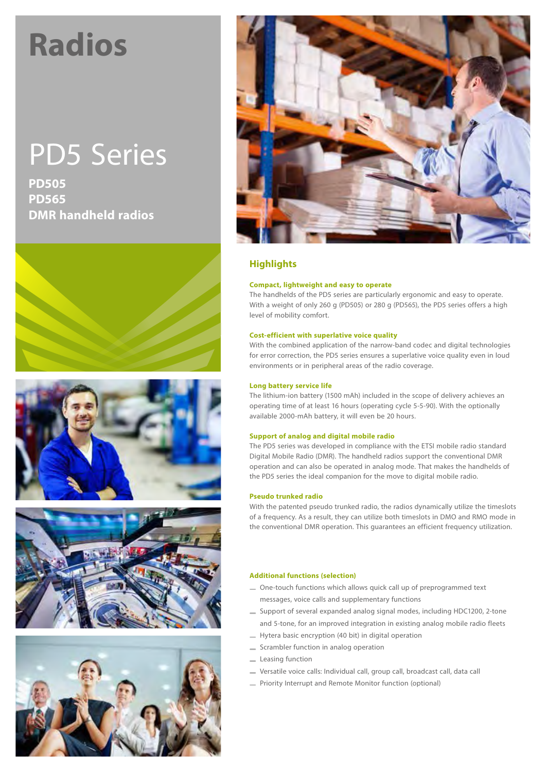# Radios

## PD5 Series

**PD505**
**PD565**
**DMR handheld radios**

## Highlights

### Compact, lightweight and easy to operate

The handhelds of the PD5 series are particularly ergonomic and easy to operate. With a weight of only 260 g (PD505) or 280 g (PD565), the PD5 series offers a high level of mobility comfort.

### Cost-efficient with superlative voice quality

With the combined application of the narrow-band codec and digital technologies for error correction, the PD5 series ensures a superlative voice quality even in loud environments or in peripheral areas of the radio coverage.

### Long battery service life

The lithium-ion battery (1500 mAh) included in the scope of delivery achieves an operating time of at least 16 hours (operating cycle 5-5-90). With the optionally available 2000-mAh battery, it will even be 20 hours.

### Support of analog and digital mobile radio

The PD5 series was developed in compliance with the ETSI mobile radio standard Digital Mobile Radio (DMR). The handheld radios support the conventional DMR operation and can also be operated in analog mode. That makes the handhelds of the PD5 series the ideal companion for the move to digital mobile radio.

### Pseudo trunked radio

With the patented pseudo trunked radio, the radios dynamically utilize the timeslots of a frequency. As a result, they can utilize both timeslots in DMO and RMO mode in the conventional DMR operation. This guarantees an efficient frequency utilization.

### Additional functions (selection)

- One-touch functions which allows quick call up of preprogrammed text messages, voice calls and supplementary functions
- Support of several expanded analog signal modes, including HDC1200, 2-tone and 5-tone, for an improved integration in existing analog mobile radio fleets
- Hytera basic encryption (40 bit) in digital operation
- Scrambler function in analog operation
- Leasing function
- Versatile voice calls: Individual call, group call, broadcast call, data call
- Priority Interrupt and Remote Monitor function (optional)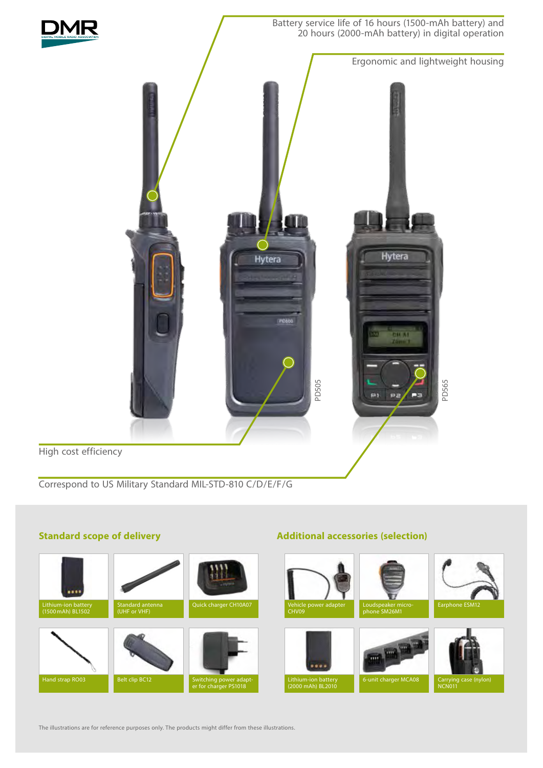Battery service life of 16 hours (1500-mAh battery) and 20 hours (2000-mAh battery) in digital operation

Ergonomic and lightweight housing

PD505

PD565

High cost efficiency

Correspond to US Military Standard MIL-STD-810 C/D/E/F/G

## Standard scope of delivery

- Lithium-ion battery (1500 mAh) BL1502
- Standard antenna (UHF or VHF)
- Quick charger CH10A07
- Hand strap RO03
- Belt clip BC12
- Switching power adapter for charger PS1018

## Additional accessories (selection)

- Vehicle power adapter CHV09
- Loudspeaker microphone SM26M1
- Earphone ESM12
- Lithium-ion battery (2000 mAh) BL2010
- 6-unit charger MCA08
- Carrying case (nylon) NCN011

The illustrations are for reference purposes only. The products might differ from these illustrations.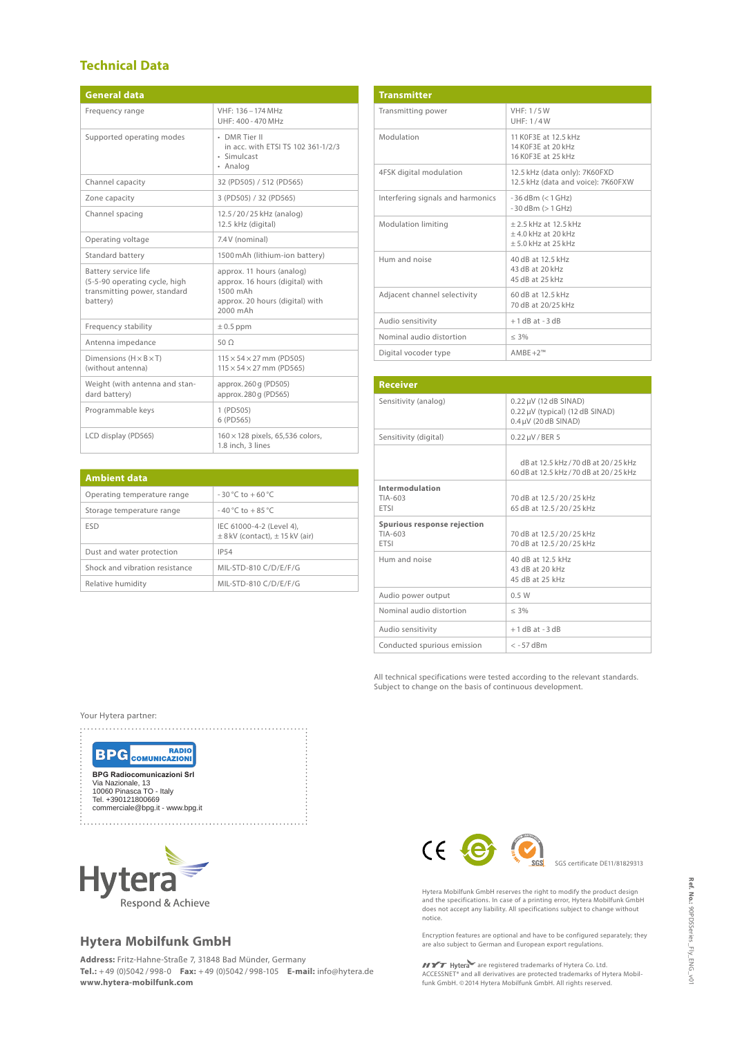## Technical Data

| General data | |
|---|---|
| Frequency range | VHF: 136 – 174 MHz<br>UHF: 400 - 470 MHz |
| Supported operating modes | • DMR Tier II in acc. with ETSI TS 102 361-1/2/3<br>• Simulcast<br>• Analog |
| Channel capacity | 32 (PD505) / 512 (PD565) |
| Zone capacity | 3 (PD505) / 32 (PD565) |
| Channel spacing | 12.5 / 20 / 25 kHz (analog)<br>12.5 kHz (digital) |
| Operating voltage | 7.4 V (nominal) |
| Standard battery | 1500 mAh (lithium-ion battery) |
| Battery service life (5-5-90 operating cycle, high transmitting power, standard battery) | approx. 11 hours (analog)<br>approx. 16 hours (digital) with 1500 mAh<br>approx. 20 hours (digital) with 2000 mAh |
| Frequency stability | ± 0.5 ppm |
| Antenna impedance | 50 Ω |
| Dimensions (H × B × T) (without antenna) | 115 × 54 × 27 mm (PD505)<br>115 × 54 × 27 mm (PD565) |
| Weight (with antenna and standard battery) | approx. 260 g (PD505)<br>approx. 280 g (PD565) |
| Programmable keys | 1 (PD505)<br>6 (PD565) |
| LCD display (PD565) | 160 × 128 pixels, 65,536 colors, 1.8 inch, 3 lines |

| Ambient data | |
|---|---|
| Operating temperature range | - 30 °C to + 60 °C |
| Storage temperature range | - 40 °C to + 85 °C |
| ESD | IEC 61000-4-2 (Level 4), ± 8 kV (contact), ± 15 kV (air) |
| Dust and water protection | IP54 |
| Shock and vibration resistance | MIL-STD-810 C/D/E/F/G |
| Relative humidity | MIL-STD-810 C/D/E/F/G |

| Transmitter | |
|---|---|
| Transmitting power | VHF: 1 / 5 W<br>UHF: 1 / 4 W |
| Modulation | 11 K0F3E at 12.5 kHz<br>14 K0F3E at 20 kHz<br>16 K0F3E at 25 kHz |
| 4FSK digital modulation | 12.5 kHz (data only): 7K60FXD<br>12.5 kHz (data and voice): 7K60FXW |
| Interfering signals and harmonics | - 36 dBm (< 1 GHz)<br>- 30 dBm (> 1 GHz) |
| Modulation limiting | ± 2.5 kHz at 12.5 kHz<br>± 4.0 kHz at 20 kHz<br>± 5.0 kHz at 25 kHz |
| Hum and noise | 40 dB at 12.5 kHz<br>43 dB at 20 kHz<br>45 dB at 25 kHz |
| Adjacent channel selectivity | 60 dB at 12.5 kHz<br>70 dB at 20/25 kHz |
| Audio sensitivity | + 1 dB at - 3 dB |
| Nominal audio distortion | ≤ 3% |
| Digital vocoder type | AMBE +2™ |

| Receiver | |
|---|---|
| Sensitivity (analog) | 0.22 µV (12 dB SINAD)<br>0.22 µV (typical) (12 dB SINAD)<br>0.4 µV (20 dB SINAD) |
| Sensitivity (digital) | 0.22 µV / BER 5 |
| | dB at 12.5 kHz / 70 dB at 20 / 25 kHz<br>60 dB at 12.5 kHz / 70 dB at 20 / 25 kHz |
| **Intermodulation**<br>TIA-603<br>ETSI | 70 dB at 12.5 / 20 / 25 kHz<br>65 dB at 12.5 / 20 / 25 kHz |
| **Spurious response rejection**<br>TIA-603<br>ETSI | 70 dB at 12.5 / 20 / 25 kHz<br>70 dB at 12.5 / 20 / 25 kHz |
| Hum and noise | 40 dB at 12.5 kHz<br>43 dB at 20 kHz<br>45 dB at 25 kHz |
| Audio power output | 0.5 W |
| Nominal audio distortion | ≤ 3% |
| Audio sensitivity | + 1 dB at - 3 dB |
| Conducted spurious emission | < - 57 dBm |

All technical specifications were tested according to the relevant standards. Subject to change on the basis of continuous development.

Your Hytera partner:

BPG RADIO COMUNICAZIONI

**BPG Radiocomunicazioni Srl**
Via Nazionale, 13
10060 Pinasca TO - Italy
Tel. +390121800669
commerciale@bpg.it - www.bpg.it

Hytera
Respond & Achieve

## Hytera Mobilfunk GmbH

**Address:** Fritz-Hahne-Straße 7, 31848 Bad Münder, Germany
**Tel.:** + 49 (0)5042 / 998-0 **Fax:** + 49 (0)5042 / 998-105 **E-mail:** info@hytera.de
**www.hytera-mobilfunk.com**

SGS certificate DE11/81829313

Hytera Mobilfunk GmbH reserves the right to modify the product design and the specifications. In case of a printing error, Hytera Mobilfunk GmbH does not accept any liability. All specifications subject to change without notice.

Encryption features are optional and have to be configured separately; they are also subject to German and European export regulations.

HYT Hytera are registered trademarks of Hytera Co. Ltd. ACCESSNET® and all derivatives are protected trademarks of Hytera Mobilfunk GmbH. © 2014 Hytera Mobilfunk GmbH. All rights reserved.

**Ref. No.:** 90PD5Series_Fly_ENG_v01